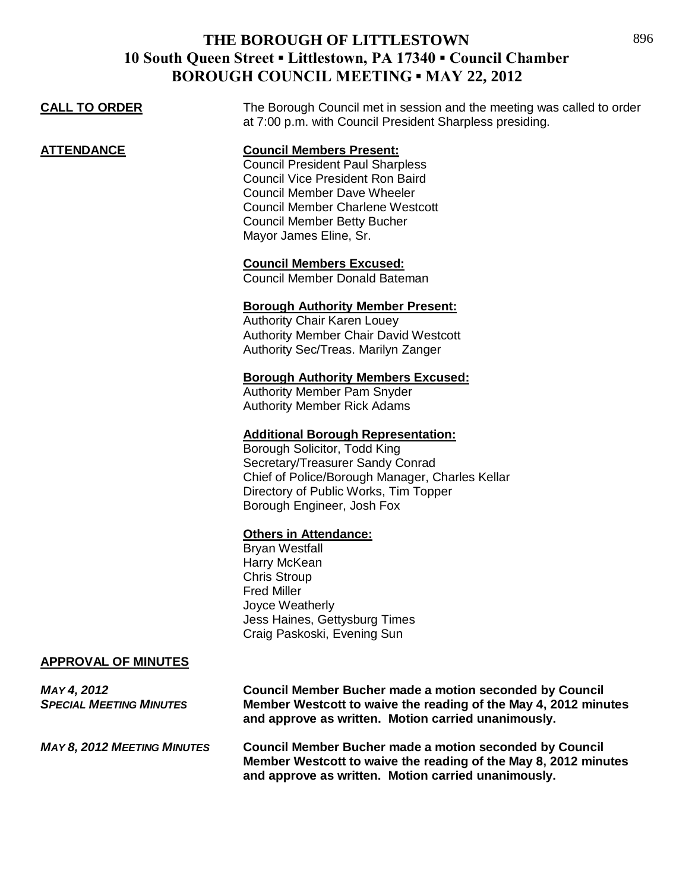# THE BOROUGH OF LITTLESTOWN
## 10 South Queen Street ▪ Littlestown, PA 17340 ▪ Council Chamber
## BOROUGH COUNCIL MEETING ▪ MAY 22, 2012

**CALL TO ORDER**

The Borough Council met in session and the meeting was called to order at 7:00 p.m. with Council President Sharpless presiding.

**ATTENDANCE**

**Council Members Present:**
Council President Paul Sharpless
Council Vice President Ron Baird
Council Member Dave Wheeler
Council Member Charlene Westcott
Council Member Betty Bucher
Mayor James Eline, Sr.

**Council Members Excused:**
Council Member Donald Bateman

**Borough Authority Member Present:**
Authority Chair Karen Louey
Authority Member Chair David Westcott
Authority Sec/Treas. Marilyn Zanger

**Borough Authority Members Excused:**
Authority Member Pam Snyder
Authority Member Rick Adams

**Additional Borough Representation:**
Borough Solicitor, Todd King
Secretary/Treasurer Sandy Conrad
Chief of Police/Borough Manager, Charles Kellar
Directory of Public Works, Tim Topper
Borough Engineer, Josh Fox

**Others in Attendance:**
Bryan Westfall
Harry McKean
Chris Stroup
Fred Miller
Joyce Weatherly
Jess Haines, Gettysburg Times
Craig Paskoski, Evening Sun

**APPROVAL OF MINUTES**

***MAY 4, 2012 SPECIAL MEETING MINUTES***

**Council Member Bucher made a motion seconded by Council Member Westcott to waive the reading of the May 4, 2012 minutes and approve as written. Motion carried unanimously.**

***MAY 8, 2012 MEETING MINUTES***

**Council Member Bucher made a motion seconded by Council Member Westcott to waive the reading of the May 8, 2012 minutes and approve as written. Motion carried unanimously.**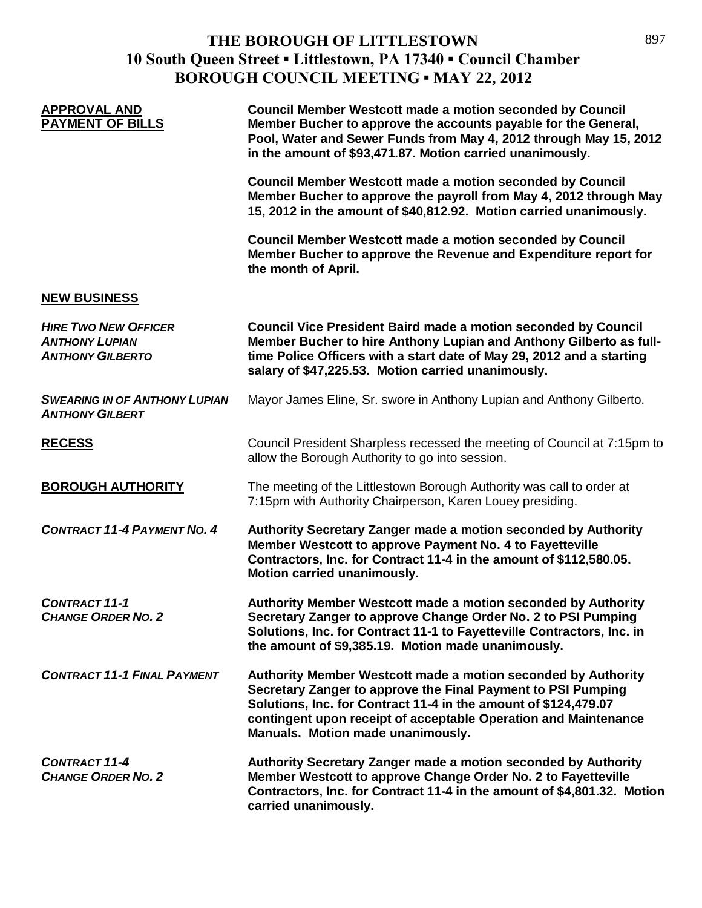# THE BOROUGH OF LITTLESTOWN
## 10 South Queen Street ▪ Littlestown, PA 17340 ▪ Council Chamber
## BOROUGH COUNCIL MEETING ▪ MAY 22, 2012

**APPROVAL AND PAYMENT OF BILLS**

**Council Member Westcott made a motion seconded by Council Member Bucher to approve the accounts payable for the General, Pool, Water and Sewer Funds from May 4, 2012 through May 15, 2012 in the amount of $93,471.87. Motion carried unanimously.**

**Council Member Westcott made a motion seconded by Council Member Bucher to approve the payroll from May 4, 2012 through May 15, 2012 in the amount of $40,812.92. Motion carried unanimously.**

**Council Member Westcott made a motion seconded by Council Member Bucher to approve the Revenue and Expenditure report for the month of April.**

**NEW BUSINESS**

***HIRE TWO NEW OFFICER ANTHONY LUPIAN ANTHONY GILBERTO***

**Council Vice President Baird made a motion seconded by Council Member Bucher to hire Anthony Lupian and Anthony Gilberto as full-time Police Officers with a start date of May 29, 2012 and a starting salary of $47,225.53. Motion carried unanimously.**

***SWEARING IN OF ANTHONY LUPIAN ANTHONY GILBERT***

Mayor James Eline, Sr. swore in Anthony Lupian and Anthony Gilberto.

**RECESS**

Council President Sharpless recessed the meeting of Council at 7:15pm to allow the Borough Authority to go into session.

**BOROUGH AUTHORITY**

The meeting of the Littlestown Borough Authority was call to order at 7:15pm with Authority Chairperson, Karen Louey presiding.

***CONTRACT 11-4 PAYMENT NO. 4***

**Authority Secretary Zanger made a motion seconded by Authority Member Westcott to approve Payment No. 4 to Fayetteville Contractors, Inc. for Contract 11-4 in the amount of $112,580.05. Motion carried unanimously.**

***CONTRACT 11-1 CHANGE ORDER NO. 2***

**Authority Member Westcott made a motion seconded by Authority Secretary Zanger to approve Change Order No. 2 to PSI Pumping Solutions, Inc. for Contract 11-1 to Fayetteville Contractors, Inc. in the amount of $9,385.19. Motion made unanimously.**

***CONTRACT 11-1 FINAL PAYMENT***

**Authority Member Westcott made a motion seconded by Authority Secretary Zanger to approve the Final Payment to PSI Pumping Solutions, Inc. for Contract 11-4 in the amount of $124,479.07 contingent upon receipt of acceptable Operation and Maintenance Manuals. Motion made unanimously.**

***CONTRACT 11-4 CHANGE ORDER NO. 2***

**Authority Secretary Zanger made a motion seconded by Authority Member Westcott to approve Change Order No. 2 to Fayetteville Contractors, Inc. for Contract 11-4 in the amount of $4,801.32. Motion carried unanimously.**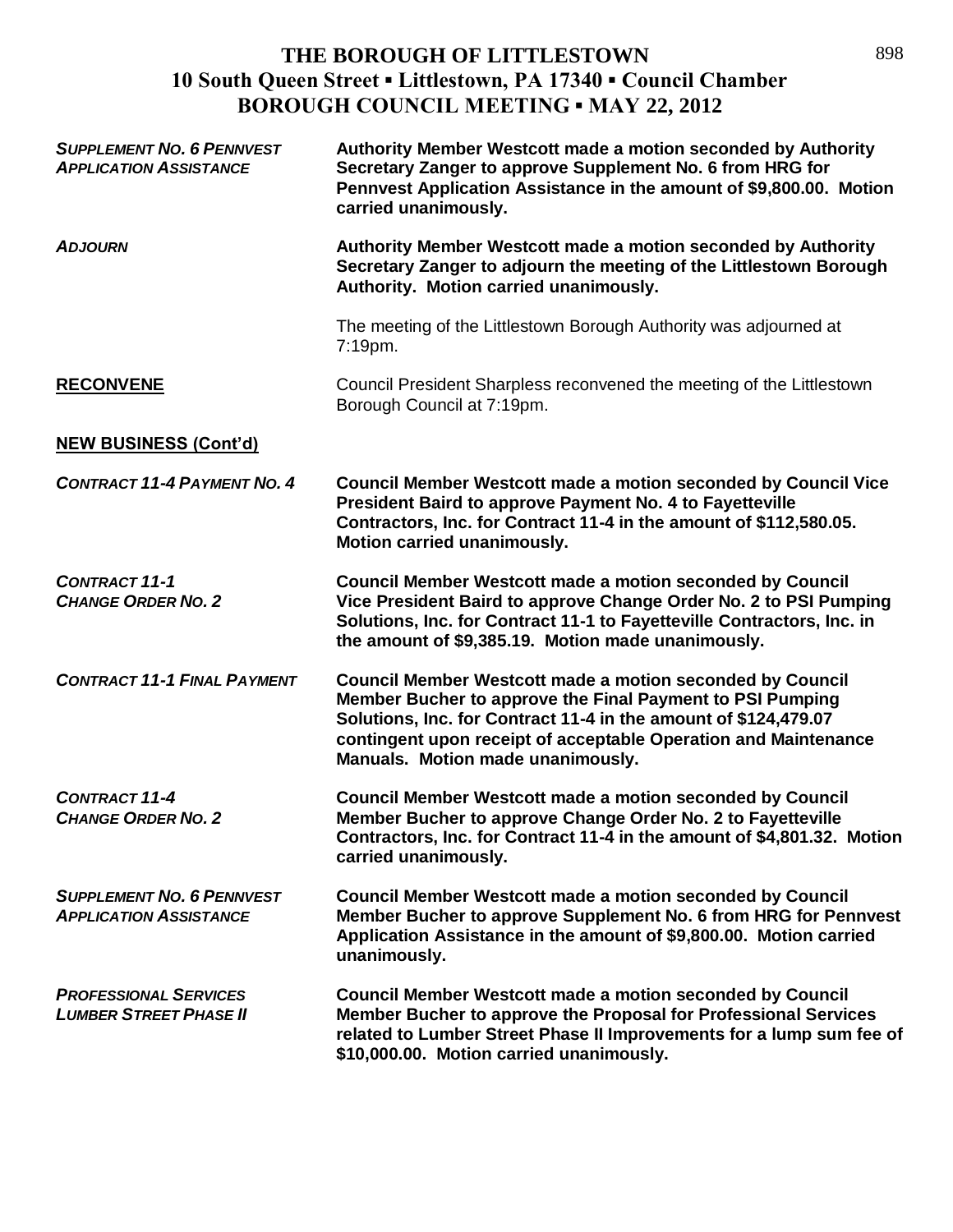# THE BOROUGH OF LITTLESTOWN
## 10 South Queen Street ▪ Littlestown, PA 17340 ▪ Council Chamber
## BOROUGH COUNCIL MEETING ▪ MAY 22, 2012

***SUPPLEMENT NO. 6 PENNVEST APPLICATION ASSISTANCE*** **Authority Member Westcott made a motion seconded by Authority Secretary Zanger to approve Supplement No. 6 from HRG for Pennvest Application Assistance in the amount of $9,800.00. Motion carried unanimously.**

***ADJOURN*** **Authority Member Westcott made a motion seconded by Authority Secretary Zanger to adjourn the meeting of the Littlestown Borough Authority. Motion carried unanimously.**

The meeting of the Littlestown Borough Authority was adjourned at 7:19pm.

**RECONVENE** Council President Sharpless reconvened the meeting of the Littlestown Borough Council at 7:19pm.

**NEW BUSINESS (Cont'd)**

***CONTRACT 11-4 PAYMENT NO. 4*** **Council Member Westcott made a motion seconded by Council Vice President Baird to approve Payment No. 4 to Fayetteville Contractors, Inc. for Contract 11-4 in the amount of $112,580.05. Motion carried unanimously.**

***CONTRACT 11-1 CHANGE ORDER NO. 2*** **Council Member Westcott made a motion seconded by Council Vice President Baird to approve Change Order No. 2 to PSI Pumping Solutions, Inc. for Contract 11-1 to Fayetteville Contractors, Inc. in the amount of $9,385.19. Motion made unanimously.**

***CONTRACT 11-1 FINAL PAYMENT*** **Council Member Westcott made a motion seconded by Council Member Bucher to approve the Final Payment to PSI Pumping Solutions, Inc. for Contract 11-4 in the amount of $124,479.07 contingent upon receipt of acceptable Operation and Maintenance Manuals. Motion made unanimously.**

***CONTRACT 11-4 CHANGE ORDER NO. 2*** **Council Member Westcott made a motion seconded by Council Member Bucher to approve Change Order No. 2 to Fayetteville Contractors, Inc. for Contract 11-4 in the amount of $4,801.32. Motion carried unanimously.**

***SUPPLEMENT NO. 6 PENNVEST APPLICATION ASSISTANCE*** **Council Member Westcott made a motion seconded by Council Member Bucher to approve Supplement No. 6 from HRG for Pennvest Application Assistance in the amount of $9,800.00. Motion carried unanimously.**

***PROFESSIONAL SERVICES LUMBER STREET PHASE II*** **Council Member Westcott made a motion seconded by Council Member Bucher to approve the Proposal for Professional Services related to Lumber Street Phase II Improvements for a lump sum fee of $10,000.00. Motion carried unanimously.**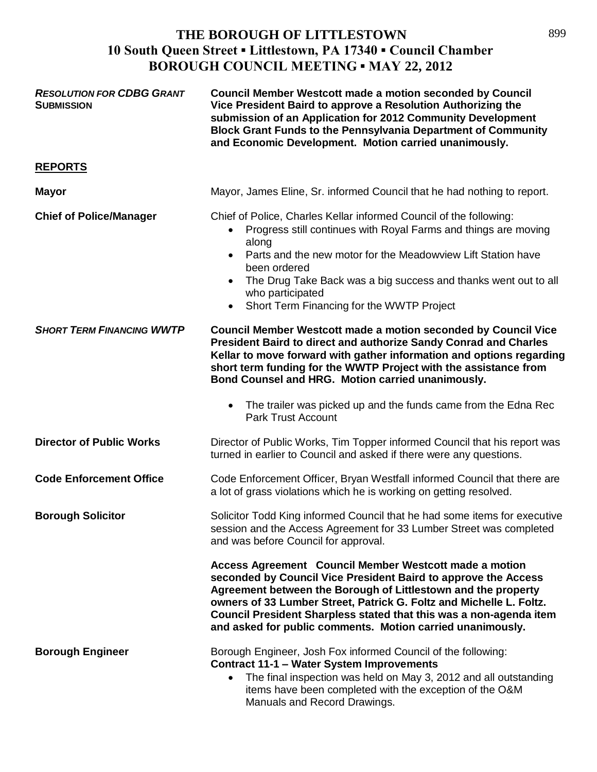# THE BOROUGH OF LITTLESTOWN

## 10 South Queen Street ▪ Littlestown, PA 17340 ▪ Council Chamber

## BOROUGH COUNCIL MEETING ▪ MAY 22, 2012

***RESOLUTION FOR CDBG GRANT SUBMISSION***

**Council Member Westcott made a motion seconded by Council Vice President Baird to approve a Resolution Authorizing the submission of an Application for 2012 Community Development Block Grant Funds to the Pennsylvania Department of Community and Economic Development. Motion carried unanimously.**

**REPORTS**

**Mayor**

Mayor, James Eline, Sr. informed Council that he had nothing to report.

**Chief of Police/Manager**

Chief of Police, Charles Kellar informed Council of the following:

- Progress still continues with Royal Farms and things are moving along
- Parts and the new motor for the Meadowview Lift Station have been ordered
- The Drug Take Back was a big success and thanks went out to all who participated
- Short Term Financing for the WWTP Project

***SHORT TERM FINANCING WWTP***

**Council Member Westcott made a motion seconded by Council Vice President Baird to direct and authorize Sandy Conrad and Charles Kellar to move forward with gather information and options regarding short term funding for the WWTP Project with the assistance from Bond Counsel and HRG. Motion carried unanimously.**

- The trailer was picked up and the funds came from the Edna Rec Park Trust Account

**Director of Public Works**

Director of Public Works, Tim Topper informed Council that his report was turned in earlier to Council and asked if there were any questions.

**Code Enforcement Office**

Code Enforcement Officer, Bryan Westfall informed Council that there are a lot of grass violations which he is working on getting resolved.

**Borough Solicitor**

Solicitor Todd King informed Council that he had some items for executive session and the Access Agreement for 33 Lumber Street was completed and was before Council for approval.

**Access Agreement Council Member Westcott made a motion seconded by Council Vice President Baird to approve the Access Agreement between the Borough of Littlestown and the property owners of 33 Lumber Street, Patrick G. Foltz and Michelle L. Foltz. Council President Sharpless stated that this was a non-agenda item and asked for public comments. Motion carried unanimously.**

**Borough Engineer**

Borough Engineer, Josh Fox informed Council of the following:

**Contract 11-1 – Water System Improvements**

- The final inspection was held on May 3, 2012 and all outstanding items have been completed with the exception of the O&M Manuals and Record Drawings.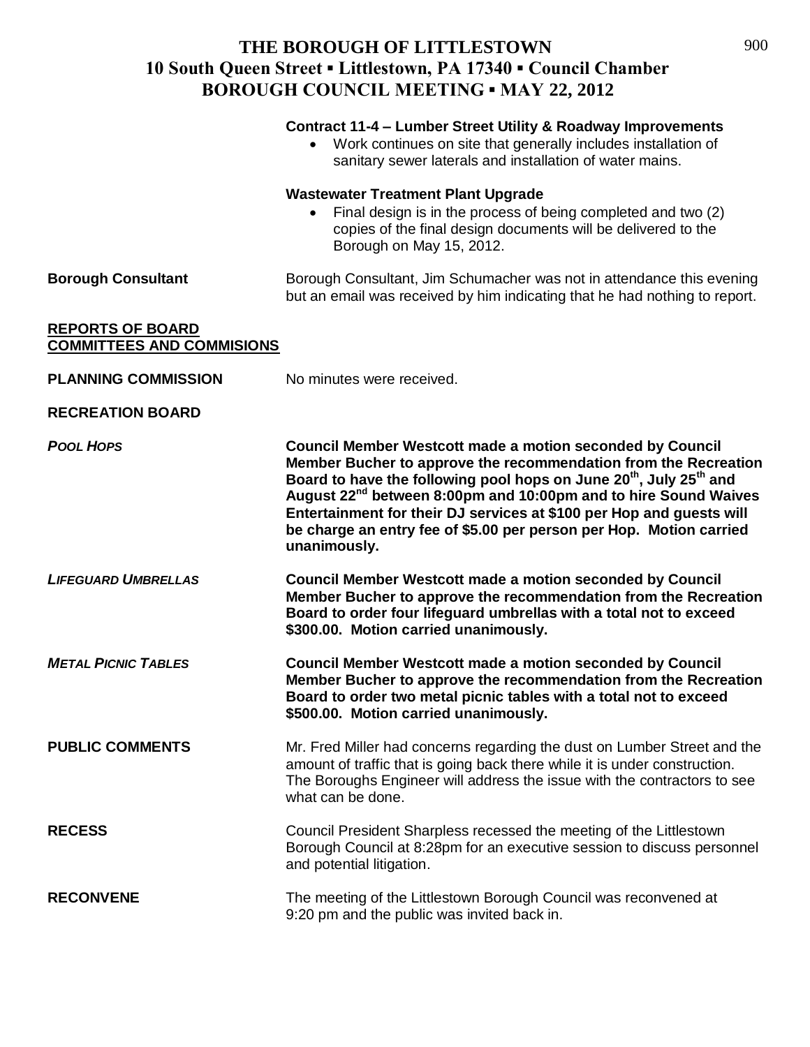**Contract 11-4 – Lumber Street Utility & Roadway Improvements**

- Work continues on site that generally includes installation of sanitary sewer laterals and installation of water mains.

**Wastewater Treatment Plant Upgrade**

- Final design is in the process of being completed and two (2) copies of the final design documents will be delivered to the Borough on May 15, 2012.

**Borough Consultant** Borough Consultant, Jim Schumacher was not in attendance this evening but an email was received by him indicating that he had nothing to report.

**REPORTS OF BOARD COMMITTEES AND COMMISIONS**

**PLANNING COMMISSION** No minutes were received.

**RECREATION BOARD**

***POOL HOPS*** **Council Member Westcott made a motion seconded by Council Member Bucher to approve the recommendation from the Recreation Board to have the following pool hops on June 20th, July 25th and August 22nd between 8:00pm and 10:00pm and to hire Sound Waives Entertainment for their DJ services at $100 per Hop and guests will be charge an entry fee of $5.00 per person per Hop. Motion carried unanimously.**

***LIFEGUARD UMBRELLAS*** **Council Member Westcott made a motion seconded by Council Member Bucher to approve the recommendation from the Recreation Board to order four lifeguard umbrellas with a total not to exceed $300.00. Motion carried unanimously.**

***METAL PICNIC TABLES*** **Council Member Westcott made a motion seconded by Council Member Bucher to approve the recommendation from the Recreation Board to order two metal picnic tables with a total not to exceed $500.00. Motion carried unanimously.**

**PUBLIC COMMENTS** Mr. Fred Miller had concerns regarding the dust on Lumber Street and the amount of traffic that is going back there while it is under construction. The Boroughs Engineer will address the issue with the contractors to see what can be done.

**RECESS** Council President Sharpless recessed the meeting of the Littlestown Borough Council at 8:28pm for an executive session to discuss personnel and potential litigation.

**RECONVENE** The meeting of the Littlestown Borough Council was reconvened at 9:20 pm and the public was invited back in.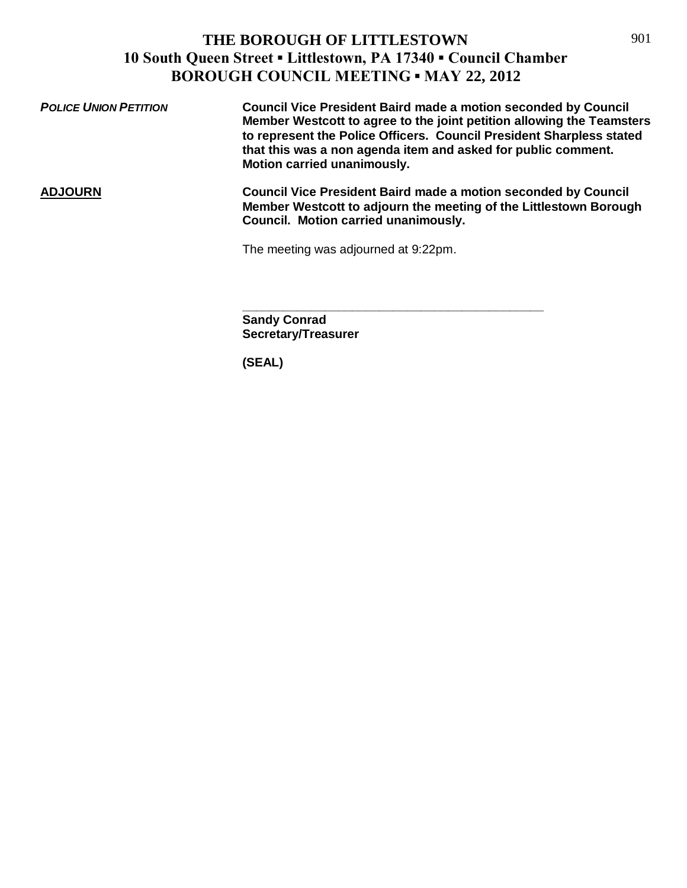***POLICE UNION PETITION***

**Council Vice President Baird made a motion seconded by Council Member Westcott to agree to the joint petition allowing the Teamsters to represent the Police Officers. Council President Sharpless stated that this was a non agenda item and asked for public comment. Motion carried unanimously.**

**ADJOURN**

**Council Vice President Baird made a motion seconded by Council Member Westcott to adjourn the meeting of the Littlestown Borough Council. Motion carried unanimously.**

The meeting was adjourned at 9:22pm.

\_\_\_\_\_\_\_\_\_\_\_\_\_\_\_\_\_\_\_\_\_\_\_\_\_\_\_\_\_\_\_\_\_\_\_\_\_\_\_\_\_\_\_\_

**Sandy Conrad**
**Secretary/Treasurer**

**(SEAL)**